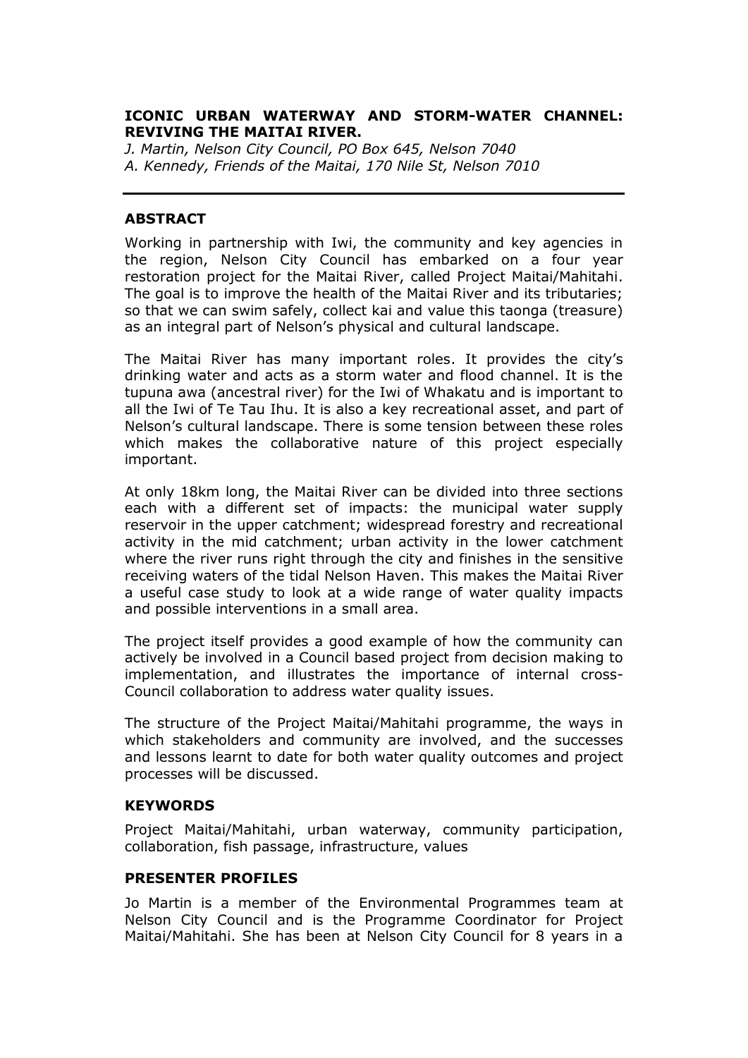# ICONIC URBAN WATERWAY AND STORM-WATER CHANNEL: REVIVING THE MAITAI RIVER.

*J. Martin, Nelson City Council, PO Box 645, Nelson 7040*
*A. Kennedy, Friends of the Maitai, 170 Nile St, Nelson 7010*

---

## ABSTRACT

Working in partnership with Iwi, the community and key agencies in the region, Nelson City Council has embarked on a four year restoration project for the Maitai River, called Project Maitai/Mahitahi. The goal is to improve the health of the Maitai River and its tributaries; so that we can swim safely, collect kai and value this taonga (treasure) as an integral part of Nelson's physical and cultural landscape.

The Maitai River has many important roles. It provides the city's drinking water and acts as a storm water and flood channel. It is the tupuna awa (ancestral river) for the Iwi of Whakatu and is important to all the Iwi of Te Tau Ihu. It is also a key recreational asset, and part of Nelson's cultural landscape. There is some tension between these roles which makes the collaborative nature of this project especially important.

At only 18km long, the Maitai River can be divided into three sections each with a different set of impacts: the municipal water supply reservoir in the upper catchment; widespread forestry and recreational activity in the mid catchment; urban activity in the lower catchment where the river runs right through the city and finishes in the sensitive receiving waters of the tidal Nelson Haven. This makes the Maitai River a useful case study to look at a wide range of water quality impacts and possible interventions in a small area.

The project itself provides a good example of how the community can actively be involved in a Council based project from decision making to implementation, and illustrates the importance of internal cross-Council collaboration to address water quality issues.

The structure of the Project Maitai/Mahitahi programme, the ways in which stakeholders and community are involved, and the successes and lessons learnt to date for both water quality outcomes and project processes will be discussed.

## KEYWORDS

Project Maitai/Mahitahi, urban waterway, community participation, collaboration, fish passage, infrastructure, values

## PRESENTER PROFILES

Jo Martin is a member of the Environmental Programmes team at Nelson City Council and is the Programme Coordinator for Project Maitai/Mahitahi. She has been at Nelson City Council for 8 years in a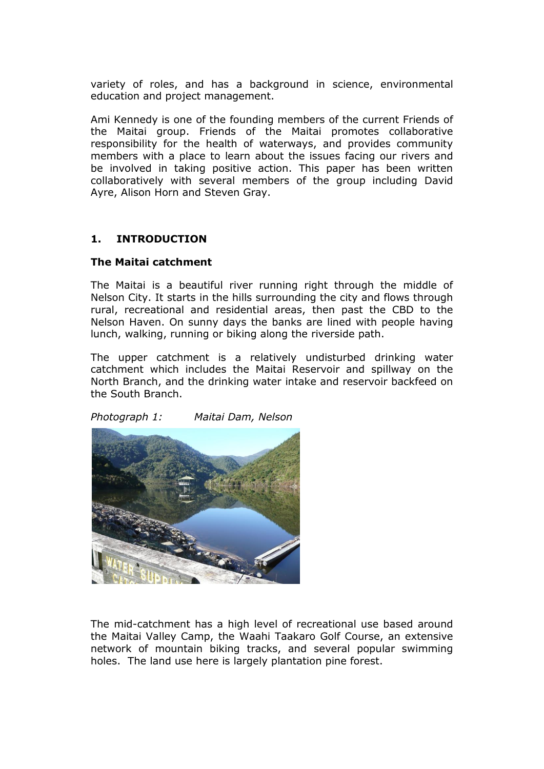variety of roles, and has a background in science, environmental education and project management.

Ami Kennedy is one of the founding members of the current Friends of the Maitai group. Friends of the Maitai promotes collaborative responsibility for the health of waterways, and provides community members with a place to learn about the issues facing our rivers and be involved in taking positive action. This paper has been written collaboratively with several members of the group including David Ayre, Alison Horn and Steven Gray.

## 1. INTRODUCTION

### The Maitai catchment

The Maitai is a beautiful river running right through the middle of Nelson City. It starts in the hills surrounding the city and flows through rural, recreational and residential areas, then past the CBD to the Nelson Haven. On sunny days the banks are lined with people having lunch, walking, running or biking along the riverside path.

The upper catchment is a relatively undisturbed drinking water catchment which includes the Maitai Reservoir and spillway on the North Branch, and the drinking water intake and reservoir backfeed on the South Branch.

*Photograph 1: Maitai Dam, Nelson*

The mid-catchment has a high level of recreational use based around the Maitai Valley Camp, the Waahi Taakaro Golf Course, an extensive network of mountain biking tracks, and several popular swimming holes. The land use here is largely plantation pine forest.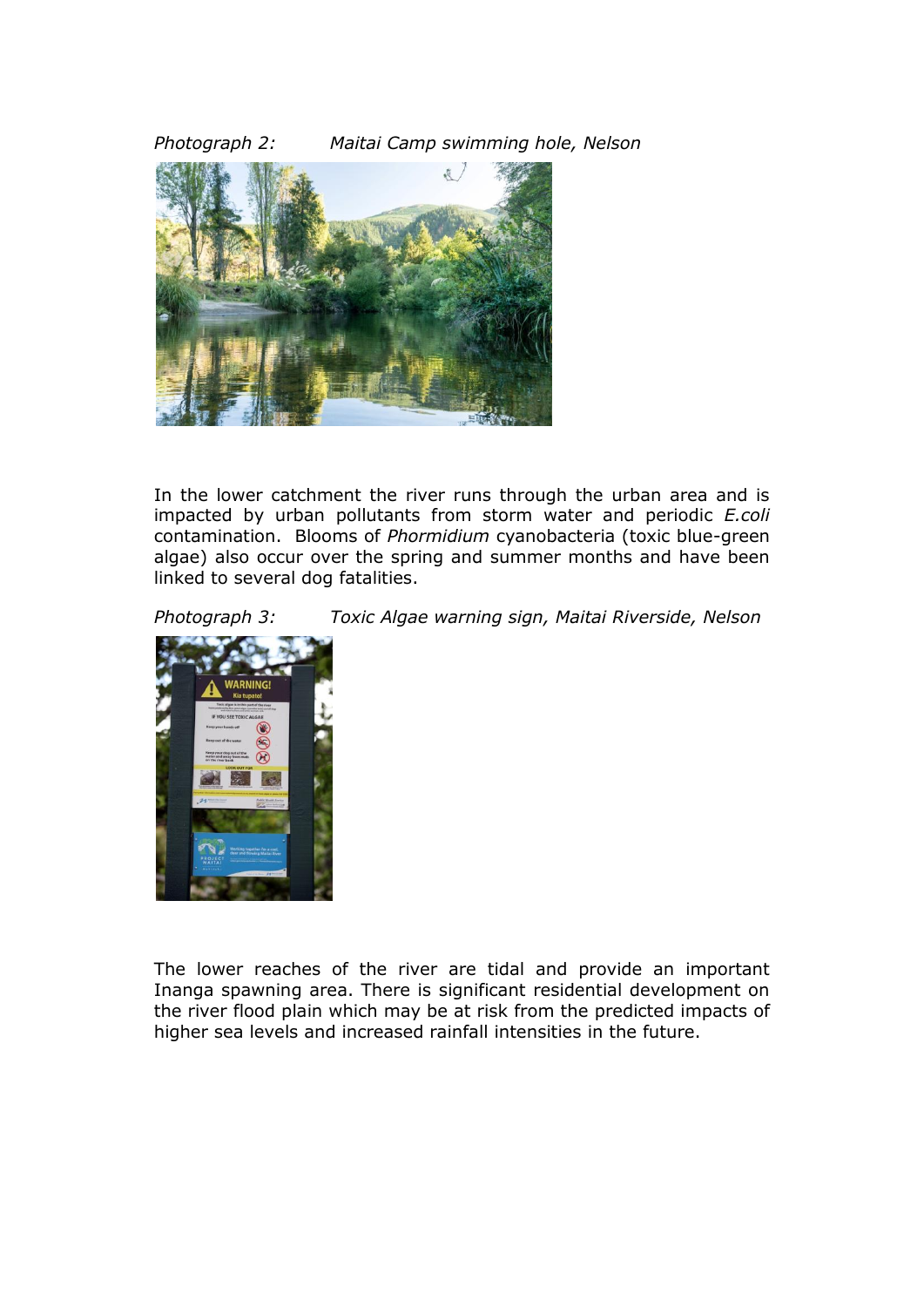*Photograph 2: Maitai Camp swimming hole, Nelson*

In the lower catchment the river runs through the urban area and is impacted by urban pollutants from storm water and periodic *E.coli* contamination. Blooms of *Phormidium* cyanobacteria (toxic blue-green algae) also occur over the spring and summer months and have been linked to several dog fatalities.

*Photograph 3: Toxic Algae warning sign, Maitai Riverside, Nelson*

The lower reaches of the river are tidal and provide an important Inanga spawning area. There is significant residential development on the river flood plain which may be at risk from the predicted impacts of higher sea levels and increased rainfall intensities in the future.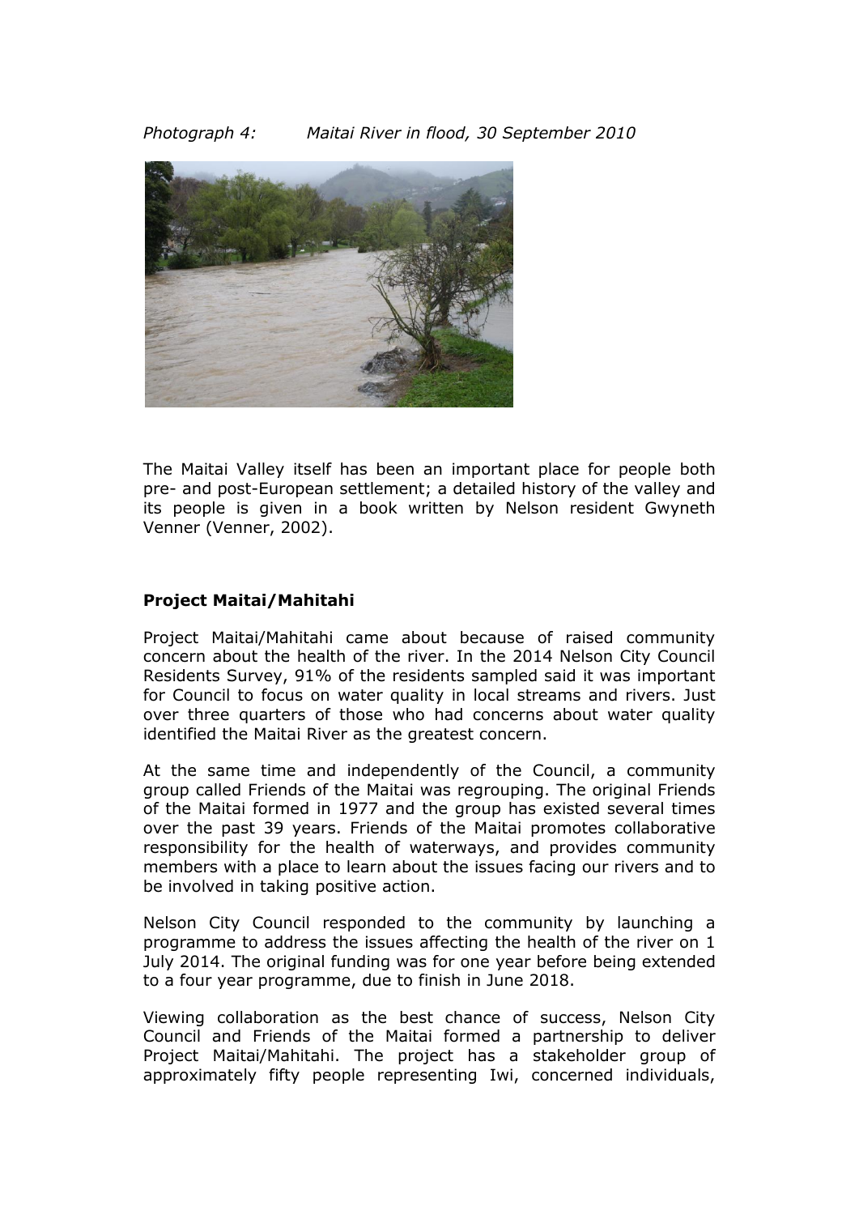*Photograph 4: Maitai River in flood, 30 September 2010*

The Maitai Valley itself has been an important place for people both pre- and post-European settlement; a detailed history of the valley and its people is given in a book written by Nelson resident Gwyneth Venner (Venner, 2002).

**Project Maitai/Mahitahi**

Project Maitai/Mahitahi came about because of raised community concern about the health of the river. In the 2014 Nelson City Council Residents Survey, 91% of the residents sampled said it was important for Council to focus on water quality in local streams and rivers. Just over three quarters of those who had concerns about water quality identified the Maitai River as the greatest concern.

At the same time and independently of the Council, a community group called Friends of the Maitai was regrouping. The original Friends of the Maitai formed in 1977 and the group has existed several times over the past 39 years. Friends of the Maitai promotes collaborative responsibility for the health of waterways, and provides community members with a place to learn about the issues facing our rivers and to be involved in taking positive action.

Nelson City Council responded to the community by launching a programme to address the issues affecting the health of the river on 1 July 2014. The original funding was for one year before being extended to a four year programme, due to finish in June 2018.

Viewing collaboration as the best chance of success, Nelson City Council and Friends of the Maitai formed a partnership to deliver Project Maitai/Mahitahi. The project has a stakeholder group of approximately fifty people representing Iwi, concerned individuals,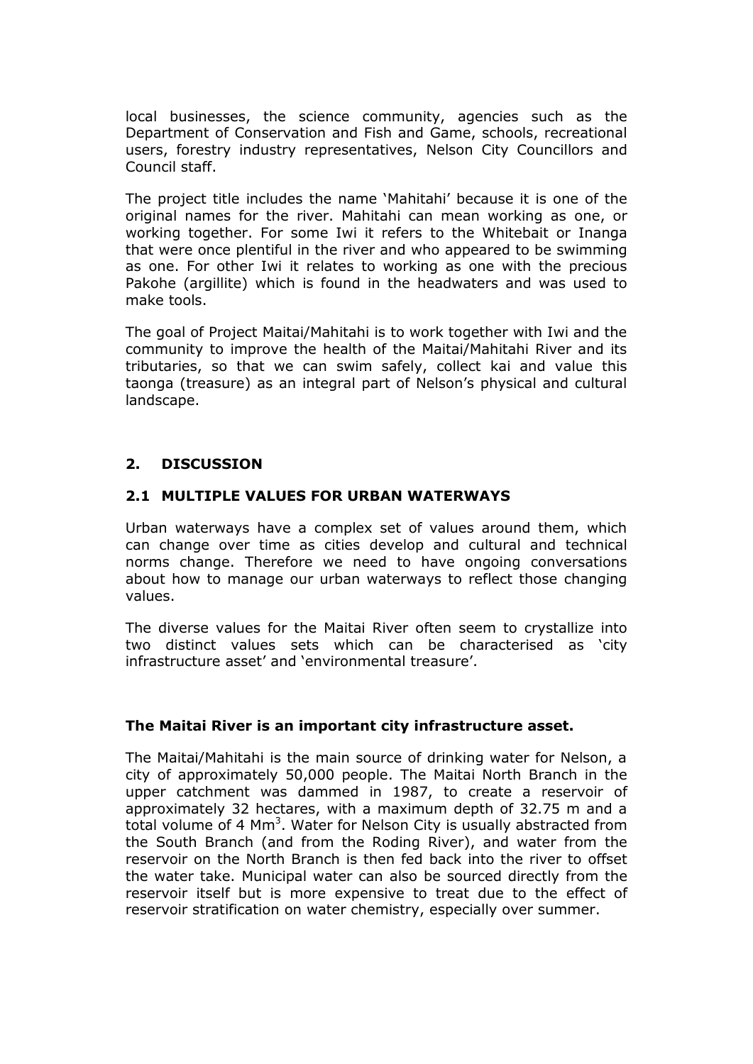local businesses, the science community, agencies such as the Department of Conservation and Fish and Game, schools, recreational users, forestry industry representatives, Nelson City Councillors and Council staff.

The project title includes the name 'Mahitahi' because it is one of the original names for the river. Mahitahi can mean working as one, or working together. For some Iwi it refers to the Whitebait or Inanga that were once plentiful in the river and who appeared to be swimming as one. For other Iwi it relates to working as one with the precious Pakohe (argillite) which is found in the headwaters and was used to make tools.

The goal of Project Maitai/Mahitahi is to work together with Iwi and the community to improve the health of the Maitai/Mahitahi River and its tributaries, so that we can swim safely, collect kai and value this taonga (treasure) as an integral part of Nelson's physical and cultural landscape.

## 2. DISCUSSION

### 2.1 MULTIPLE VALUES FOR URBAN WATERWAYS

Urban waterways have a complex set of values around them, which can change over time as cities develop and cultural and technical norms change. Therefore we need to have ongoing conversations about how to manage our urban waterways to reflect those changing values.

The diverse values for the Maitai River often seem to crystallize into two distinct values sets which can be characterised as 'city infrastructure asset' and 'environmental treasure'.

**The Maitai River is an important city infrastructure asset.**

The Maitai/Mahitahi is the main source of drinking water for Nelson, a city of approximately 50,000 people. The Maitai North Branch in the upper catchment was dammed in 1987, to create a reservoir of approximately 32 hectares, with a maximum depth of 32.75 m and a total volume of 4 $Mm^3$. Water for Nelson City is usually abstracted from the South Branch (and from the Roding River), and water from the reservoir on the North Branch is then fed back into the river to offset the water take. Municipal water can also be sourced directly from the reservoir itself but is more expensive to treat due to the effect of reservoir stratification on water chemistry, especially over summer.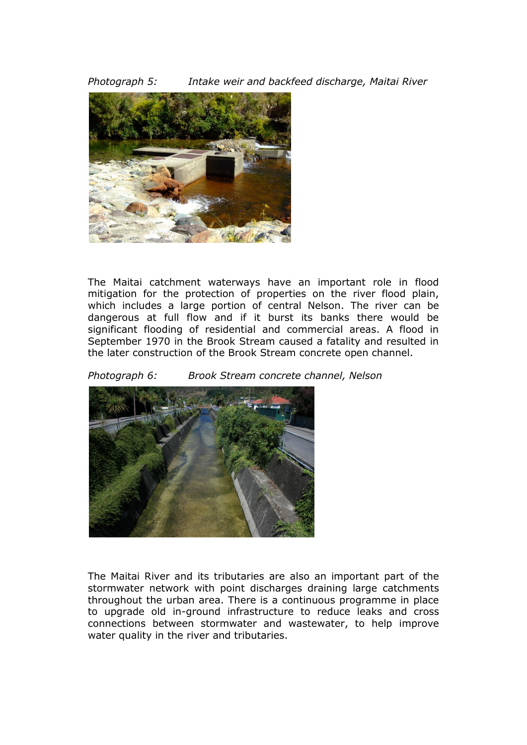*Photograph 5: Intake weir and backfeed discharge, Maitai River*

The Maitai catchment waterways have an important role in flood mitigation for the protection of properties on the river flood plain, which includes a large portion of central Nelson. The river can be dangerous at full flow and if it burst its banks there would be significant flooding of residential and commercial areas. A flood in September 1970 in the Brook Stream caused a fatality and resulted in the later construction of the Brook Stream concrete open channel.

*Photograph 6: Brook Stream concrete channel, Nelson*

The Maitai River and its tributaries are also an important part of the stormwater network with point discharges draining large catchments throughout the urban area. There is a continuous programme in place to upgrade old in-ground infrastructure to reduce leaks and cross connections between stormwater and wastewater, to help improve water quality in the river and tributaries.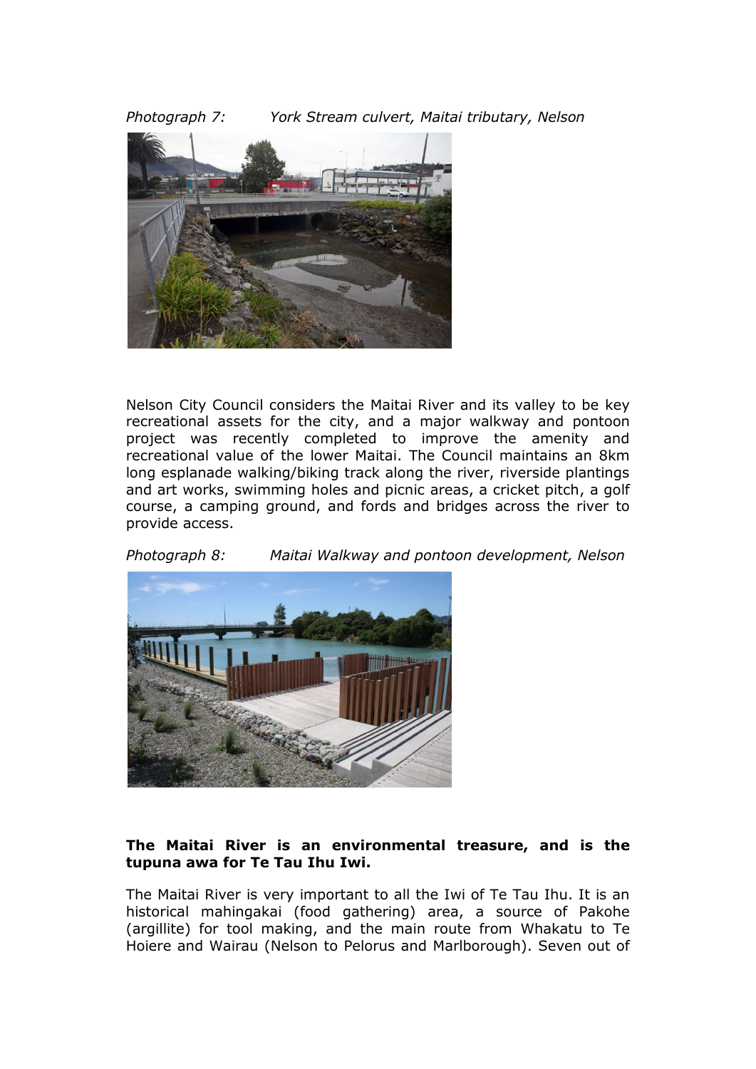*Photograph 7: York Stream culvert, Maitai tributary, Nelson*

Nelson City Council considers the Maitai River and its valley to be key recreational assets for the city, and a major walkway and pontoon project was recently completed to improve the amenity and recreational value of the lower Maitai. The Council maintains an 8km long esplanade walking/biking track along the river, riverside plantings and art works, swimming holes and picnic areas, a cricket pitch, a golf course, a camping ground, and fords and bridges across the river to provide access.

*Photograph 8: Maitai Walkway and pontoon development, Nelson*

**The Maitai River is an environmental treasure, and is the tupuna awa for Te Tau Ihu Iwi.**

The Maitai River is very important to all the Iwi of Te Tau Ihu. It is an historical mahingakai (food gathering) area, a source of Pakohe (argillite) for tool making, and the main route from Whakatu to Te Hoiere and Wairau (Nelson to Pelorus and Marlborough). Seven out of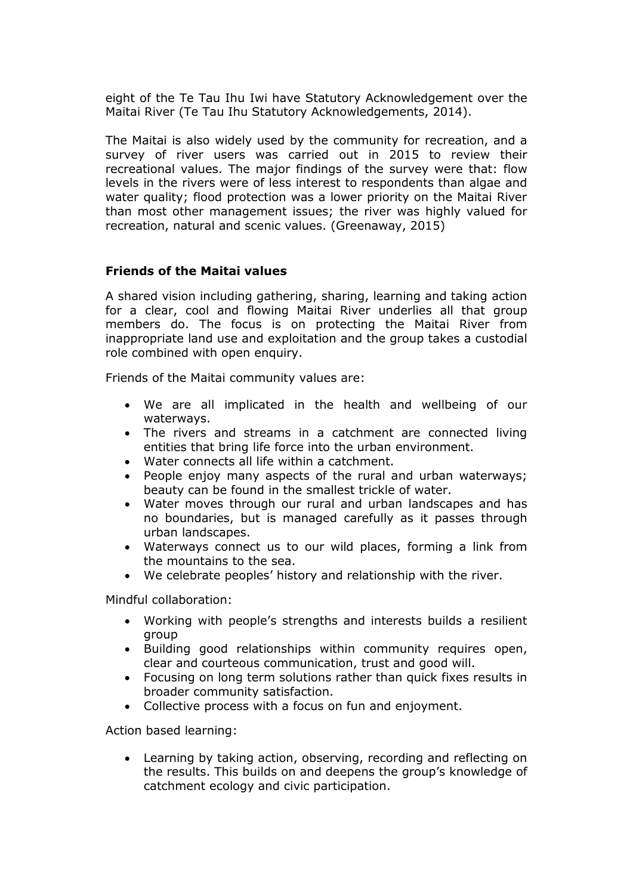eight of the Te Tau Ihu Iwi have Statutory Acknowledgement over the Maitai River (Te Tau Ihu Statutory Acknowledgements, 2014).

The Maitai is also widely used by the community for recreation, and a survey of river users was carried out in 2015 to review their recreational values. The major findings of the survey were that: flow levels in the rivers were of less interest to respondents than algae and water quality; flood protection was a lower priority on the Maitai River than most other management issues; the river was highly valued for recreation, natural and scenic values. (Greenaway, 2015)

**Friends of the Maitai values**

A shared vision including gathering, sharing, learning and taking action for a clear, cool and flowing Maitai River underlies all that group members do. The focus is on protecting the Maitai River from inappropriate land use and exploitation and the group takes a custodial role combined with open enquiry.

Friends of the Maitai community values are:

- We are all implicated in the health and wellbeing of our waterways.
- The rivers and streams in a catchment are connected living entities that bring life force into the urban environment.
- Water connects all life within a catchment.
- People enjoy many aspects of the rural and urban waterways; beauty can be found in the smallest trickle of water.
- Water moves through our rural and urban landscapes and has no boundaries, but is managed carefully as it passes through urban landscapes.
- Waterways connect us to our wild places, forming a link from the mountains to the sea.
- We celebrate peoples' history and relationship with the river.

Mindful collaboration:

- Working with people's strengths and interests builds a resilient group
- Building good relationships within community requires open, clear and courteous communication, trust and good will.
- Focusing on long term solutions rather than quick fixes results in broader community satisfaction.
- Collective process with a focus on fun and enjoyment.

Action based learning:

- Learning by taking action, observing, recording and reflecting on the results. This builds on and deepens the group's knowledge of catchment ecology and civic participation.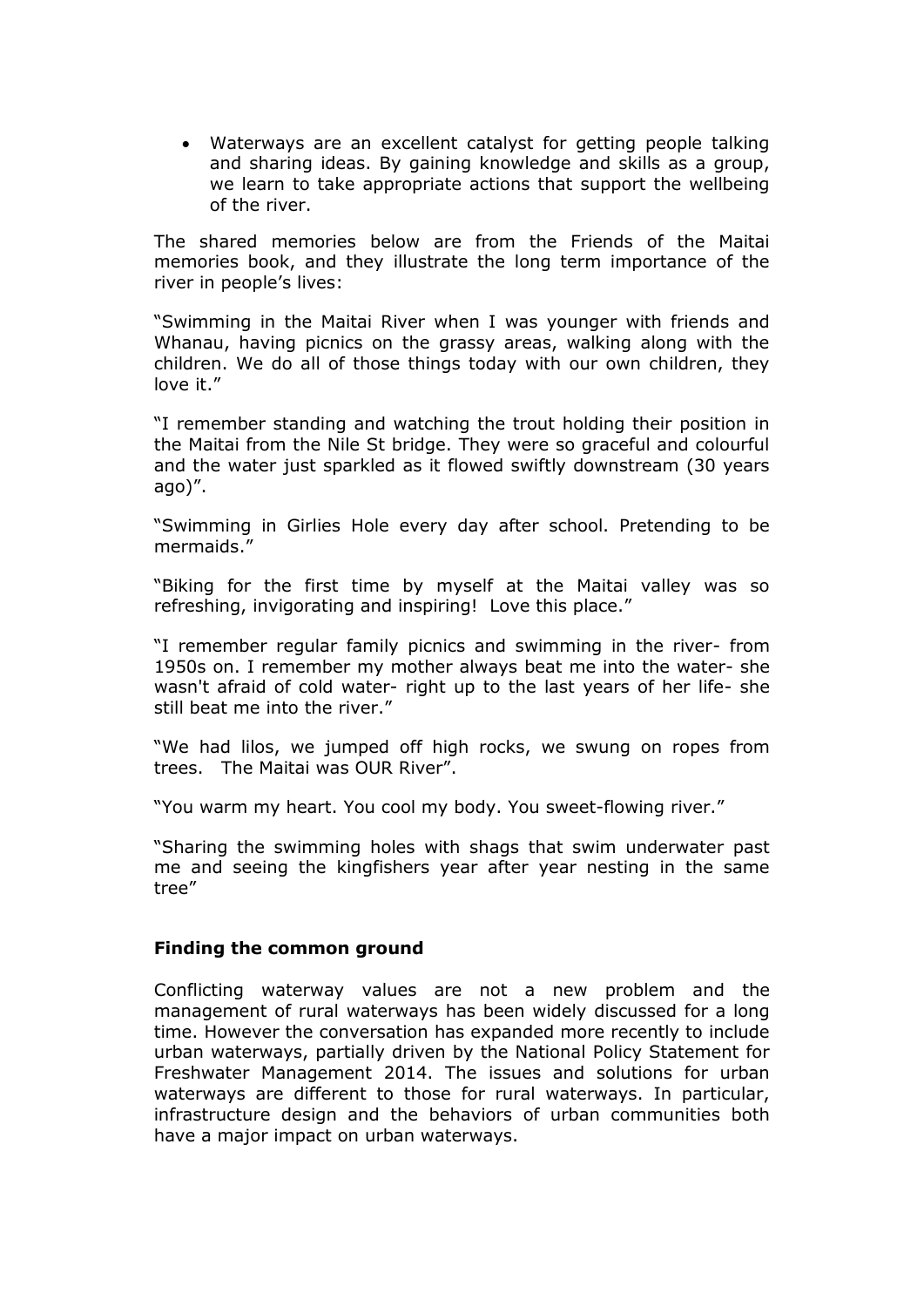- Waterways are an excellent catalyst for getting people talking and sharing ideas. By gaining knowledge and skills as a group, we learn to take appropriate actions that support the wellbeing of the river.

The shared memories below are from the Friends of the Maitai memories book, and they illustrate the long term importance of the river in people's lives:

"Swimming in the Maitai River when I was younger with friends and Whanau, having picnics on the grassy areas, walking along with the children. We do all of those things today with our own children, they love it."

"I remember standing and watching the trout holding their position in the Maitai from the Nile St bridge. They were so graceful and colourful and the water just sparkled as it flowed swiftly downstream (30 years ago)".

"Swimming in Girlies Hole every day after school. Pretending to be mermaids."

"Biking for the first time by myself at the Maitai valley was so refreshing, invigorating and inspiring! Love this place."

"I remember regular family picnics and swimming in the river- from 1950s on. I remember my mother always beat me into the water- she wasn't afraid of cold water- right up to the last years of her life- she still beat me into the river."

"We had lilos, we jumped off high rocks, we swung on ropes from trees. The Maitai was OUR River".

"You warm my heart. You cool my body. You sweet-flowing river."

"Sharing the swimming holes with shags that swim underwater past me and seeing the kingfishers year after year nesting in the same tree"

**Finding the common ground**

Conflicting waterway values are not a new problem and the management of rural waterways has been widely discussed for a long time. However the conversation has expanded more recently to include urban waterways, partially driven by the National Policy Statement for Freshwater Management 2014. The issues and solutions for urban waterways are different to those for rural waterways. In particular, infrastructure design and the behaviors of urban communities both have a major impact on urban waterways.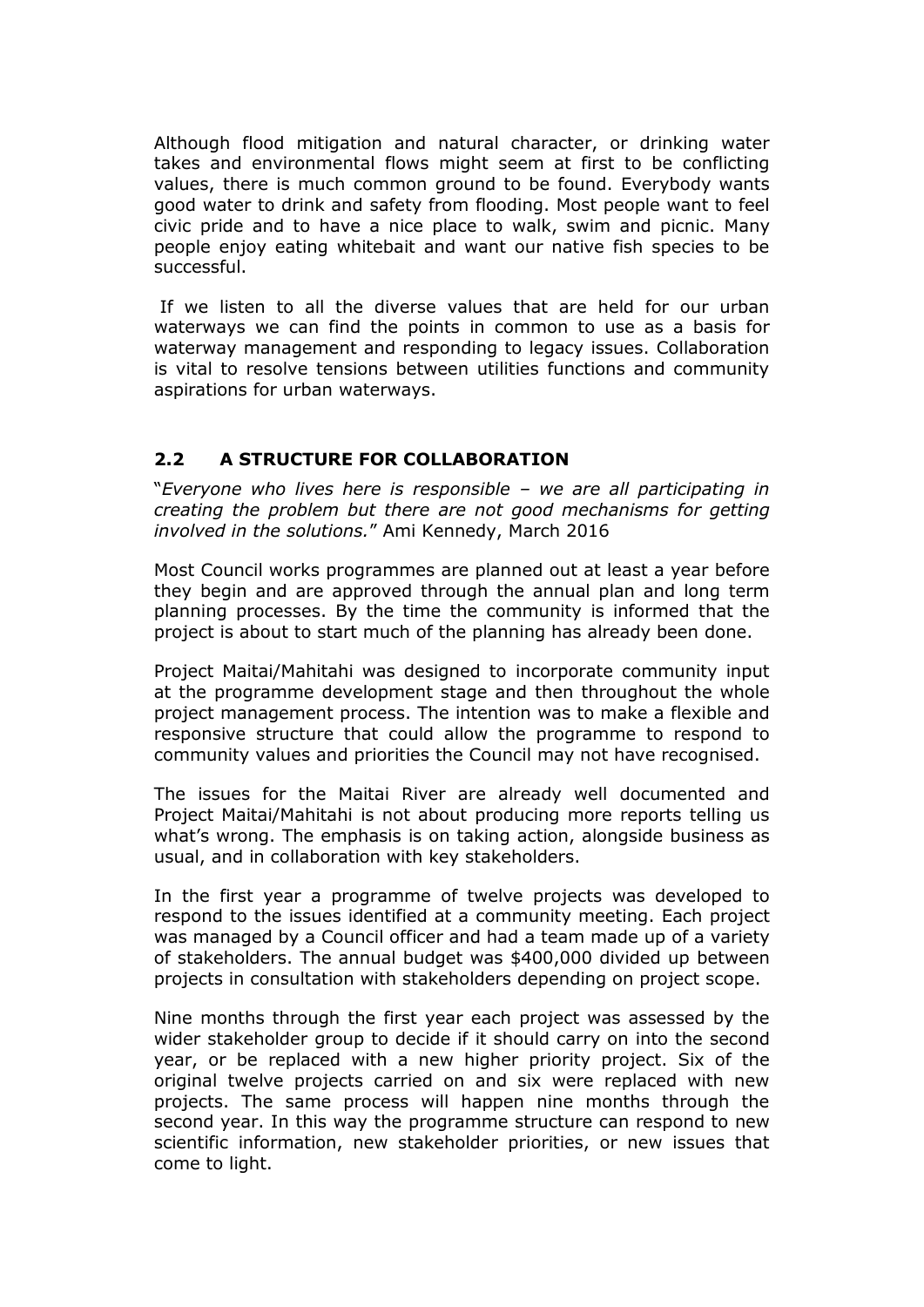Although flood mitigation and natural character, or drinking water takes and environmental flows might seem at first to be conflicting values, there is much common ground to be found. Everybody wants good water to drink and safety from flooding. Most people want to feel civic pride and to have a nice place to walk, swim and picnic. Many people enjoy eating whitebait and want our native fish species to be successful.

If we listen to all the diverse values that are held for our urban waterways we can find the points in common to use as a basis for waterway management and responding to legacy issues. Collaboration is vital to resolve tensions between utilities functions and community aspirations for urban waterways.

## 2.2 A STRUCTURE FOR COLLABORATION

"*Everyone who lives here is responsible – we are all participating in creating the problem but there are not good mechanisms for getting involved in the solutions.*" Ami Kennedy, March 2016

Most Council works programmes are planned out at least a year before they begin and are approved through the annual plan and long term planning processes. By the time the community is informed that the project is about to start much of the planning has already been done.

Project Maitai/Mahitahi was designed to incorporate community input at the programme development stage and then throughout the whole project management process. The intention was to make a flexible and responsive structure that could allow the programme to respond to community values and priorities the Council may not have recognised.

The issues for the Maitai River are already well documented and Project Maitai/Mahitahi is not about producing more reports telling us what's wrong. The emphasis is on taking action, alongside business as usual, and in collaboration with key stakeholders.

In the first year a programme of twelve projects was developed to respond to the issues identified at a community meeting. Each project was managed by a Council officer and had a team made up of a variety of stakeholders. The annual budget was $400,000 divided up between projects in consultation with stakeholders depending on project scope.

Nine months through the first year each project was assessed by the wider stakeholder group to decide if it should carry on into the second year, or be replaced with a new higher priority project. Six of the original twelve projects carried on and six were replaced with new projects. The same process will happen nine months through the second year. In this way the programme structure can respond to new scientific information, new stakeholder priorities, or new issues that come to light.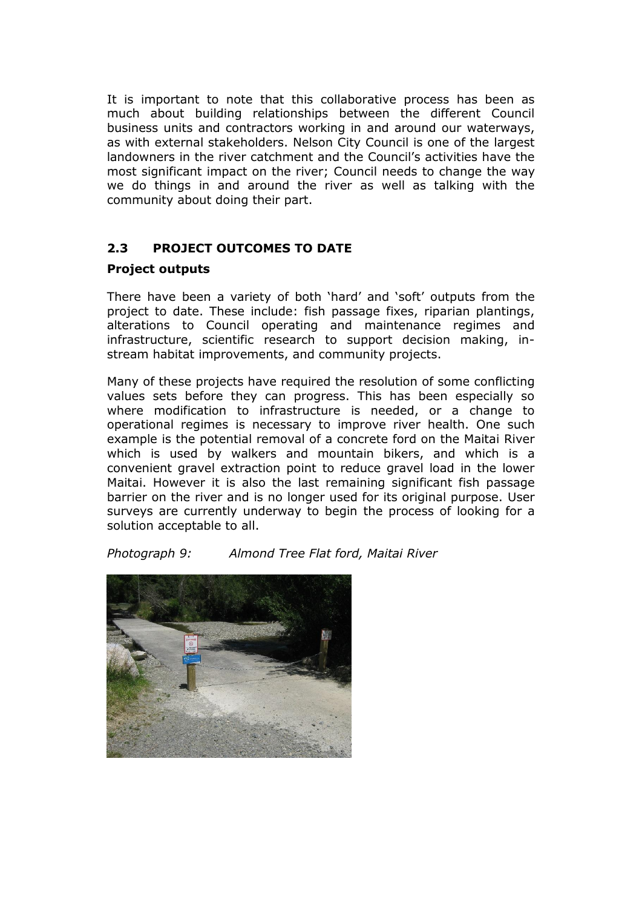It is important to note that this collaborative process has been as much about building relationships between the different Council business units and contractors working in and around our waterways, as with external stakeholders. Nelson City Council is one of the largest landowners in the river catchment and the Council's activities have the most significant impact on the river; Council needs to change the way we do things in and around the river as well as talking with the community about doing their part.

## 2.3 PROJECT OUTCOMES TO DATE

**Project outputs**

There have been a variety of both 'hard' and 'soft' outputs from the project to date. These include: fish passage fixes, riparian plantings, alterations to Council operating and maintenance regimes and infrastructure, scientific research to support decision making, in-stream habitat improvements, and community projects.

Many of these projects have required the resolution of some conflicting values sets before they can progress. This has been especially so where modification to infrastructure is needed, or a change to operational regimes is necessary to improve river health. One such example is the potential removal of a concrete ford on the Maitai River which is used by walkers and mountain bikers, and which is a convenient gravel extraction point to reduce gravel load in the lower Maitai. However it is also the last remaining significant fish passage barrier on the river and is no longer used for its original purpose. User surveys are currently underway to begin the process of looking for a solution acceptable to all.

*Photograph 9: Almond Tree Flat ford, Maitai River*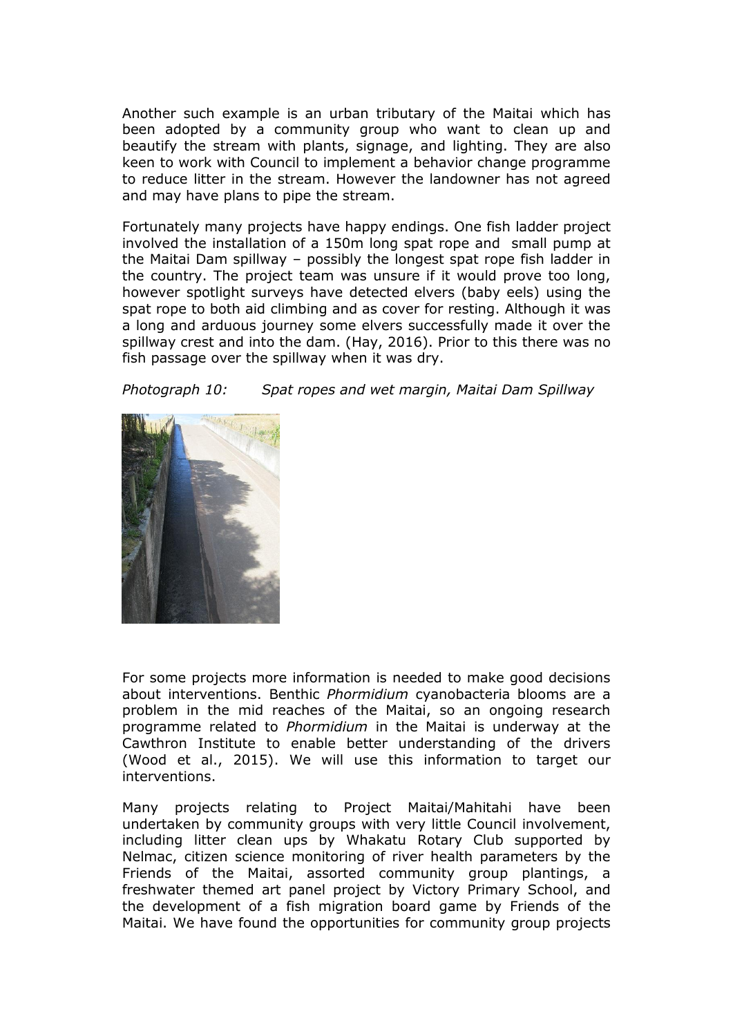Another such example is an urban tributary of the Maitai which has been adopted by a community group who want to clean up and beautify the stream with plants, signage, and lighting. They are also keen to work with Council to implement a behavior change programme to reduce litter in the stream. However the landowner has not agreed and may have plans to pipe the stream.

Fortunately many projects have happy endings. One fish ladder project involved the installation of a 150m long spat rope and small pump at the Maitai Dam spillway – possibly the longest spat rope fish ladder in the country. The project team was unsure if it would prove too long, however spotlight surveys have detected elvers (baby eels) using the spat rope to both aid climbing and as cover for resting. Although it was a long and arduous journey some elvers successfully made it over the spillway crest and into the dam. (Hay, 2016). Prior to this there was no fish passage over the spillway when it was dry.

*Photograph 10: Spat ropes and wet margin, Maitai Dam Spillway*

For some projects more information is needed to make good decisions about interventions. Benthic *Phormidium* cyanobacteria blooms are a problem in the mid reaches of the Maitai, so an ongoing research programme related to *Phormidium* in the Maitai is underway at the Cawthron Institute to enable better understanding of the drivers (Wood et al., 2015). We will use this information to target our interventions.

Many projects relating to Project Maitai/Mahitahi have been undertaken by community groups with very little Council involvement, including litter clean ups by Whakatu Rotary Club supported by Nelmac, citizen science monitoring of river health parameters by the Friends of the Maitai, assorted community group plantings, a freshwater themed art panel project by Victory Primary School, and the development of a fish migration board game by Friends of the Maitai. We have found the opportunities for community group projects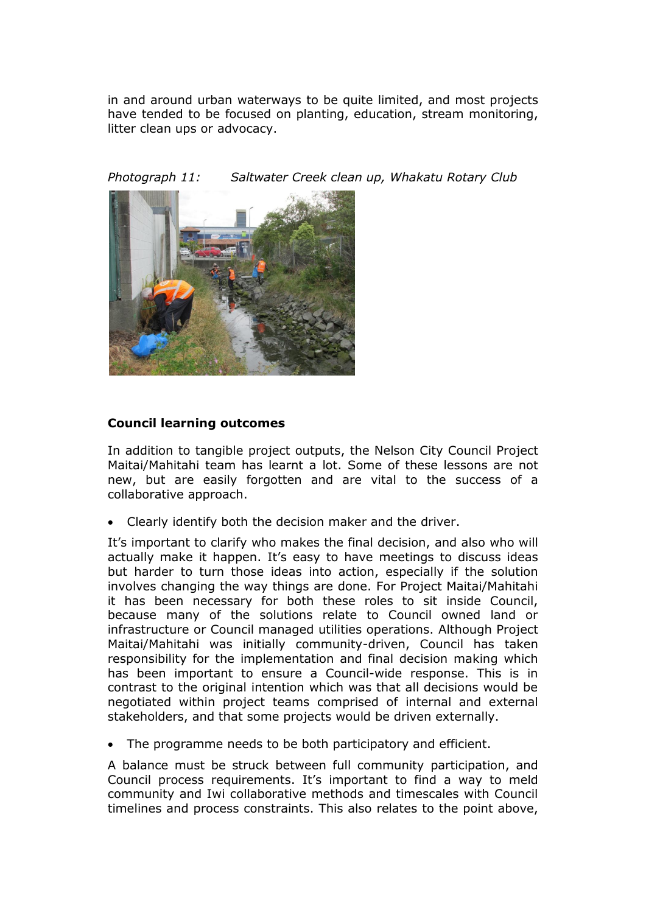in and around urban waterways to be quite limited, and most projects have tended to be focused on planting, education, stream monitoring, litter clean ups or advocacy.

*Photograph 11: Saltwater Creek clean up, Whakatu Rotary Club*

**Council learning outcomes**

In addition to tangible project outputs, the Nelson City Council Project Maitai/Mahitahi team has learnt a lot. Some of these lessons are not new, but are easily forgotten and are vital to the success of a collaborative approach.

- Clearly identify both the decision maker and the driver.

It's important to clarify who makes the final decision, and also who will actually make it happen. It's easy to have meetings to discuss ideas but harder to turn those ideas into action, especially if the solution involves changing the way things are done. For Project Maitai/Mahitahi it has been necessary for both these roles to sit inside Council, because many of the solutions relate to Council owned land or infrastructure or Council managed utilities operations. Although Project Maitai/Mahitahi was initially community-driven, Council has taken responsibility for the implementation and final decision making which has been important to ensure a Council-wide response. This is in contrast to the original intention which was that all decisions would be negotiated within project teams comprised of internal and external stakeholders, and that some projects would be driven externally.

- The programme needs to be both participatory and efficient.

A balance must be struck between full community participation, and Council process requirements. It's important to find a way to meld community and Iwi collaborative methods and timescales with Council timelines and process constraints. This also relates to the point above,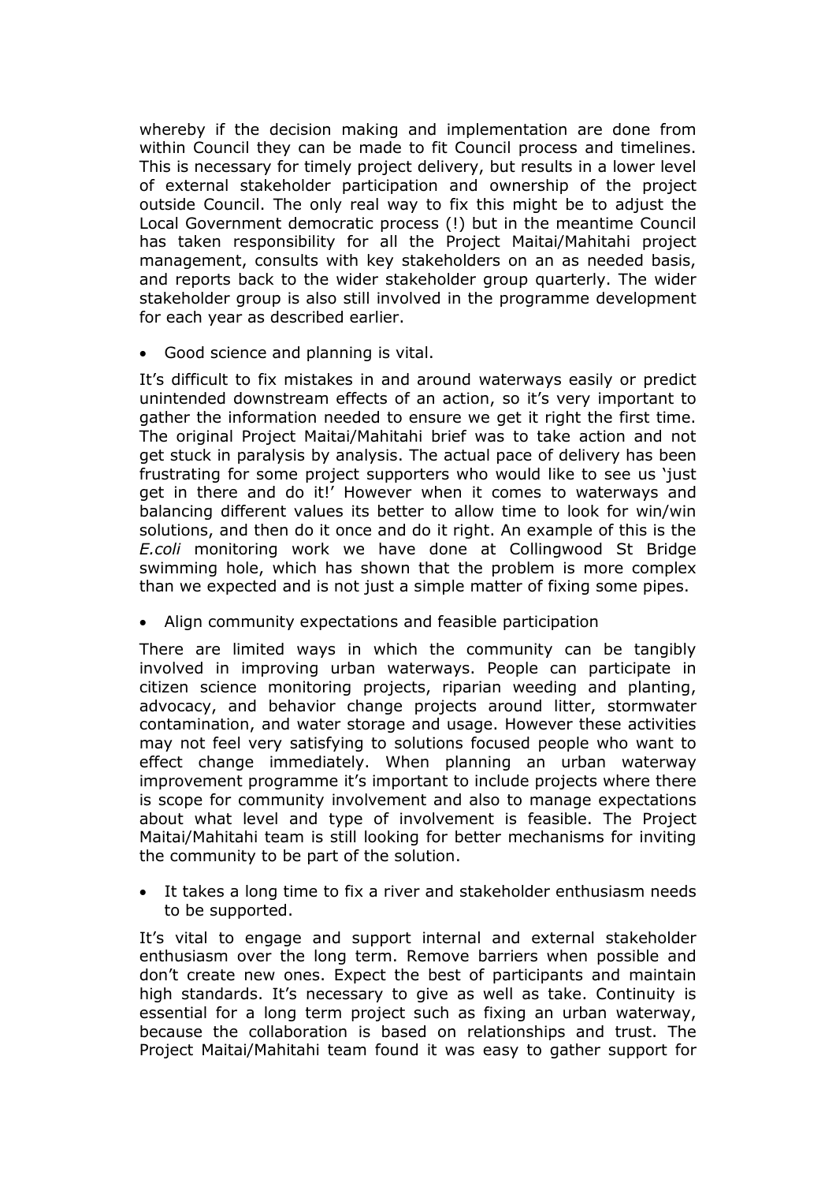whereby if the decision making and implementation are done from within Council they can be made to fit Council process and timelines. This is necessary for timely project delivery, but results in a lower level of external stakeholder participation and ownership of the project outside Council. The only real way to fix this might be to adjust the Local Government democratic process (!) but in the meantime Council has taken responsibility for all the Project Maitai/Mahitahi project management, consults with key stakeholders on an as needed basis, and reports back to the wider stakeholder group quarterly. The wider stakeholder group is also still involved in the programme development for each year as described earlier.

- Good science and planning is vital.

It's difficult to fix mistakes in and around waterways easily or predict unintended downstream effects of an action, so it's very important to gather the information needed to ensure we get it right the first time. The original Project Maitai/Mahitahi brief was to take action and not get stuck in paralysis by analysis. The actual pace of delivery has been frustrating for some project supporters who would like to see us 'just get in there and do it!' However when it comes to waterways and balancing different values its better to allow time to look for win/win solutions, and then do it once and do it right. An example of this is the *E.coli* monitoring work we have done at Collingwood St Bridge swimming hole, which has shown that the problem is more complex than we expected and is not just a simple matter of fixing some pipes.

- Align community expectations and feasible participation

There are limited ways in which the community can be tangibly involved in improving urban waterways. People can participate in citizen science monitoring projects, riparian weeding and planting, advocacy, and behavior change projects around litter, stormwater contamination, and water storage and usage. However these activities may not feel very satisfying to solutions focused people who want to effect change immediately. When planning an urban waterway improvement programme it's important to include projects where there is scope for community involvement and also to manage expectations about what level and type of involvement is feasible. The Project Maitai/Mahitahi team is still looking for better mechanisms for inviting the community to be part of the solution.

- It takes a long time to fix a river and stakeholder enthusiasm needs to be supported.

It's vital to engage and support internal and external stakeholder enthusiasm over the long term. Remove barriers when possible and don't create new ones. Expect the best of participants and maintain high standards. It's necessary to give as well as take. Continuity is essential for a long term project such as fixing an urban waterway, because the collaboration is based on relationships and trust. The Project Maitai/Mahitahi team found it was easy to gather support for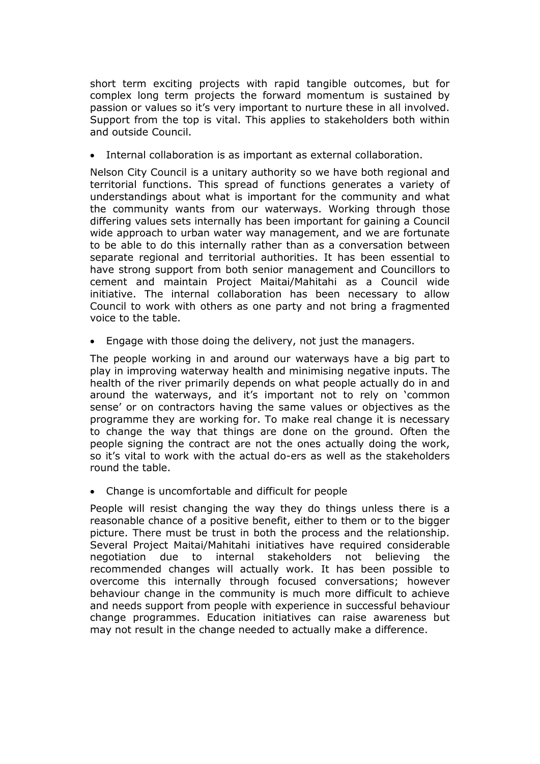short term exciting projects with rapid tangible outcomes, but for complex long term projects the forward momentum is sustained by passion or values so it's very important to nurture these in all involved. Support from the top is vital. This applies to stakeholders both within and outside Council.

- Internal collaboration is as important as external collaboration.

Nelson City Council is a unitary authority so we have both regional and territorial functions. This spread of functions generates a variety of understandings about what is important for the community and what the community wants from our waterways. Working through those differing values sets internally has been important for gaining a Council wide approach to urban water way management, and we are fortunate to be able to do this internally rather than as a conversation between separate regional and territorial authorities. It has been essential to have strong support from both senior management and Councillors to cement and maintain Project Maitai/Mahitahi as a Council wide initiative. The internal collaboration has been necessary to allow Council to work with others as one party and not bring a fragmented voice to the table.

- Engage with those doing the delivery, not just the managers.

The people working in and around our waterways have a big part to play in improving waterway health and minimising negative inputs. The health of the river primarily depends on what people actually do in and around the waterways, and it's important not to rely on 'common sense' or on contractors having the same values or objectives as the programme they are working for. To make real change it is necessary to change the way that things are done on the ground. Often the people signing the contract are not the ones actually doing the work, so it's vital to work with the actual do-ers as well as the stakeholders round the table.

- Change is uncomfortable and difficult for people

People will resist changing the way they do things unless there is a reasonable chance of a positive benefit, either to them or to the bigger picture. There must be trust in both the process and the relationship. Several Project Maitai/Mahitahi initiatives have required considerable negotiation due to internal stakeholders not believing the recommended changes will actually work. It has been possible to overcome this internally through focused conversations; however behaviour change in the community is much more difficult to achieve and needs support from people with experience in successful behaviour change programmes. Education initiatives can raise awareness but may not result in the change needed to actually make a difference.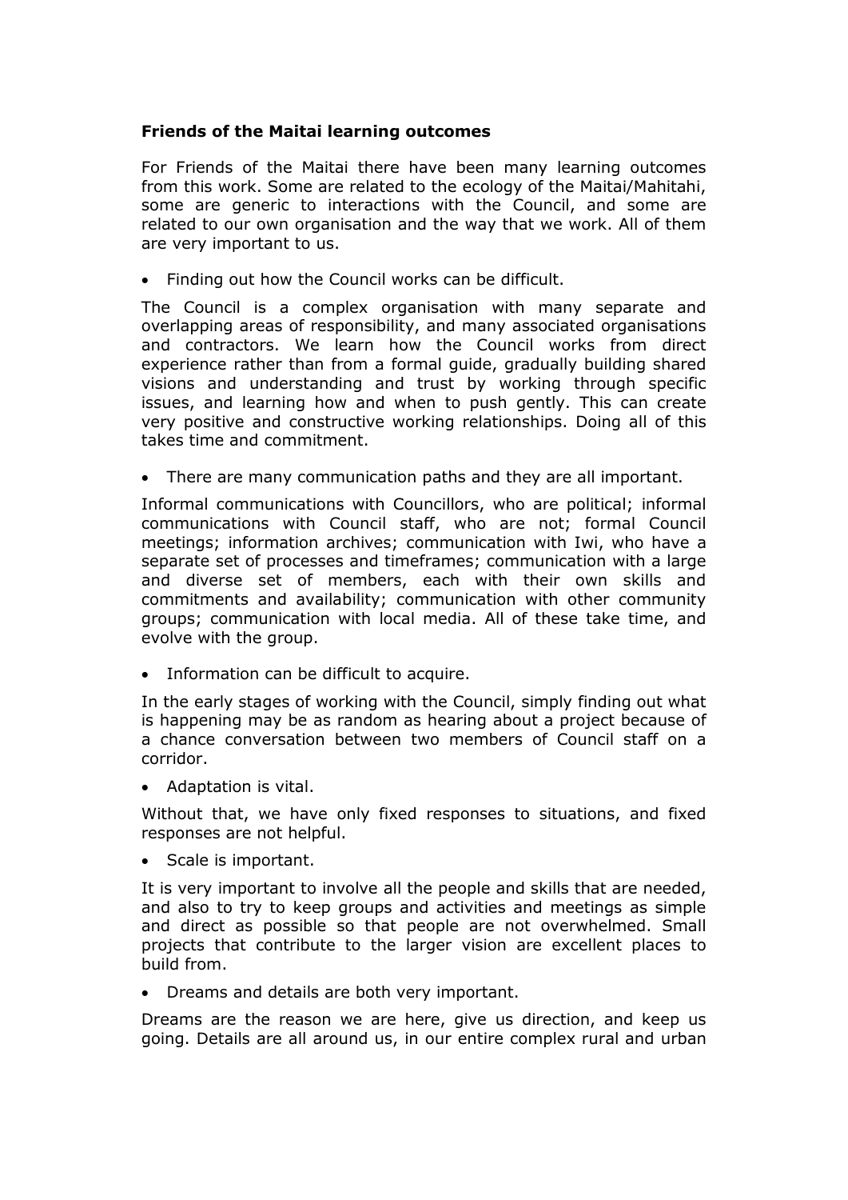**Friends of the Maitai learning outcomes**

For Friends of the Maitai there have been many learning outcomes from this work. Some are related to the ecology of the Maitai/Mahitahi, some are generic to interactions with the Council, and some are related to our own organisation and the way that we work. All of them are very important to us.

- Finding out how the Council works can be difficult.

The Council is a complex organisation with many separate and overlapping areas of responsibility, and many associated organisations and contractors. We learn how the Council works from direct experience rather than from a formal guide, gradually building shared visions and understanding and trust by working through specific issues, and learning how and when to push gently. This can create very positive and constructive working relationships. Doing all of this takes time and commitment.

- There are many communication paths and they are all important.

Informal communications with Councillors, who are political; informal communications with Council staff, who are not; formal Council meetings; information archives; communication with Iwi, who have a separate set of processes and timeframes; communication with a large and diverse set of members, each with their own skills and commitments and availability; communication with other community groups; communication with local media. All of these take time, and evolve with the group.

- Information can be difficult to acquire.

In the early stages of working with the Council, simply finding out what is happening may be as random as hearing about a project because of a chance conversation between two members of Council staff on a corridor.

- Adaptation is vital.

Without that, we have only fixed responses to situations, and fixed responses are not helpful.

- Scale is important.

It is very important to involve all the people and skills that are needed, and also to try to keep groups and activities and meetings as simple and direct as possible so that people are not overwhelmed. Small projects that contribute to the larger vision are excellent places to build from.

- Dreams and details are both very important.

Dreams are the reason we are here, give us direction, and keep us going. Details are all around us, in our entire complex rural and urban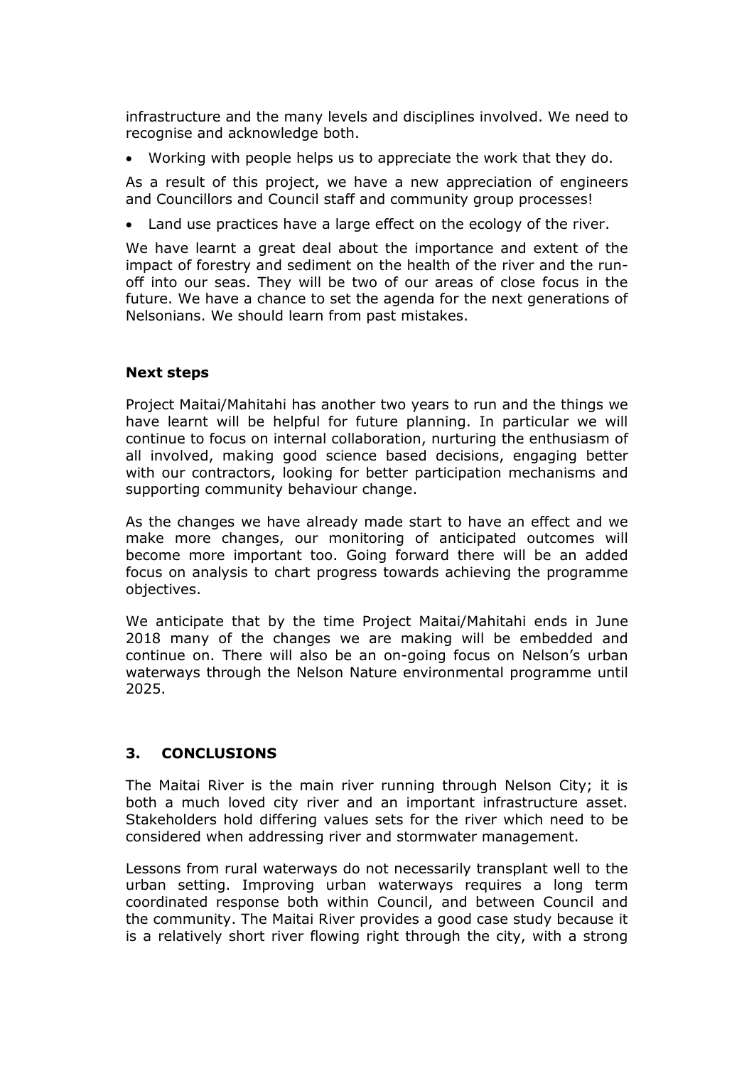infrastructure and the many levels and disciplines involved. We need to recognise and acknowledge both.

- Working with people helps us to appreciate the work that they do.

As a result of this project, we have a new appreciation of engineers and Councillors and Council staff and community group processes!

- Land use practices have a large effect on the ecology of the river.

We have learnt a great deal about the importance and extent of the impact of forestry and sediment on the health of the river and the run-off into our seas. They will be two of our areas of close focus in the future. We have a chance to set the agenda for the next generations of Nelsonians. We should learn from past mistakes.

**Next steps**

Project Maitai/Mahitahi has another two years to run and the things we have learnt will be helpful for future planning. In particular we will continue to focus on internal collaboration, nurturing the enthusiasm of all involved, making good science based decisions, engaging better with our contractors, looking for better participation mechanisms and supporting community behaviour change.

As the changes we have already made start to have an effect and we make more changes, our monitoring of anticipated outcomes will become more important too. Going forward there will be an added focus on analysis to chart progress towards achieving the programme objectives.

We anticipate that by the time Project Maitai/Mahitahi ends in June 2018 many of the changes we are making will be embedded and continue on. There will also be an on-going focus on Nelson's urban waterways through the Nelson Nature environmental programme until 2025.

## 3. CONCLUSIONS

The Maitai River is the main river running through Nelson City; it is both a much loved city river and an important infrastructure asset. Stakeholders hold differing values sets for the river which need to be considered when addressing river and stormwater management.

Lessons from rural waterways do not necessarily transplant well to the urban setting. Improving urban waterways requires a long term coordinated response both within Council, and between Council and the community. The Maitai River provides a good case study because it is a relatively short river flowing right through the city, with a strong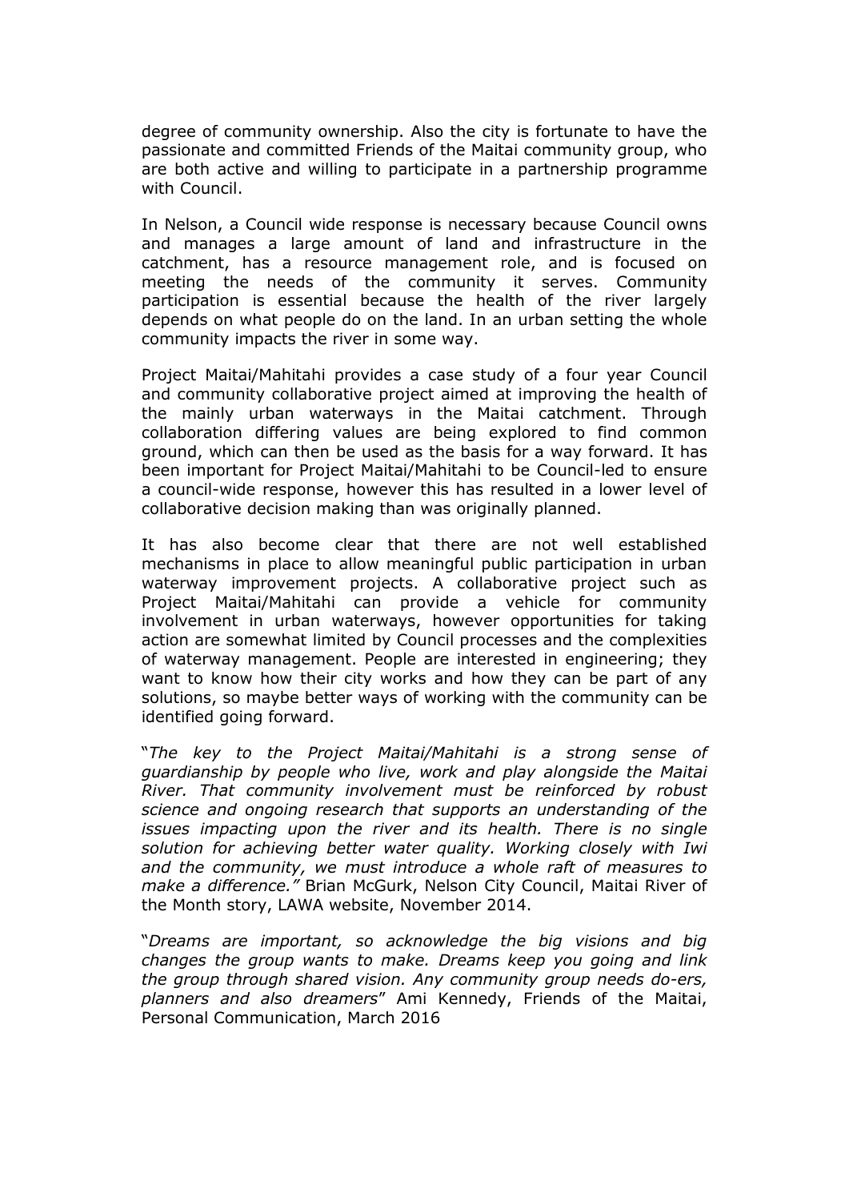degree of community ownership. Also the city is fortunate to have the passionate and committed Friends of the Maitai community group, who are both active and willing to participate in a partnership programme with Council.

In Nelson, a Council wide response is necessary because Council owns and manages a large amount of land and infrastructure in the catchment, has a resource management role, and is focused on meeting the needs of the community it serves. Community participation is essential because the health of the river largely depends on what people do on the land. In an urban setting the whole community impacts the river in some way.

Project Maitai/Mahitahi provides a case study of a four year Council and community collaborative project aimed at improving the health of the mainly urban waterways in the Maitai catchment. Through collaboration differing values are being explored to find common ground, which can then be used as the basis for a way forward. It has been important for Project Maitai/Mahitahi to be Council-led to ensure a council-wide response, however this has resulted in a lower level of collaborative decision making than was originally planned.

It has also become clear that there are not well established mechanisms in place to allow meaningful public participation in urban waterway improvement projects. A collaborative project such as Project Maitai/Mahitahi can provide a vehicle for community involvement in urban waterways, however opportunities for taking action are somewhat limited by Council processes and the complexities of waterway management. People are interested in engineering; they want to know how their city works and how they can be part of any solutions, so maybe better ways of working with the community can be identified going forward.

"*The key to the Project Maitai/Mahitahi is a strong sense of guardianship by people who live, work and play alongside the Maitai River. That community involvement must be reinforced by robust science and ongoing research that supports an understanding of the issues impacting upon the river and its health. There is no single solution for achieving better water quality. Working closely with Iwi and the community, we must introduce a whole raft of measures to make a difference."* Brian McGurk, Nelson City Council, Maitai River of the Month story, LAWA website, November 2014.

"*Dreams are important, so acknowledge the big visions and big changes the group wants to make. Dreams keep you going and link the group through shared vision. Any community group needs do-ers, planners and also dreamers*" Ami Kennedy, Friends of the Maitai, Personal Communication, March 2016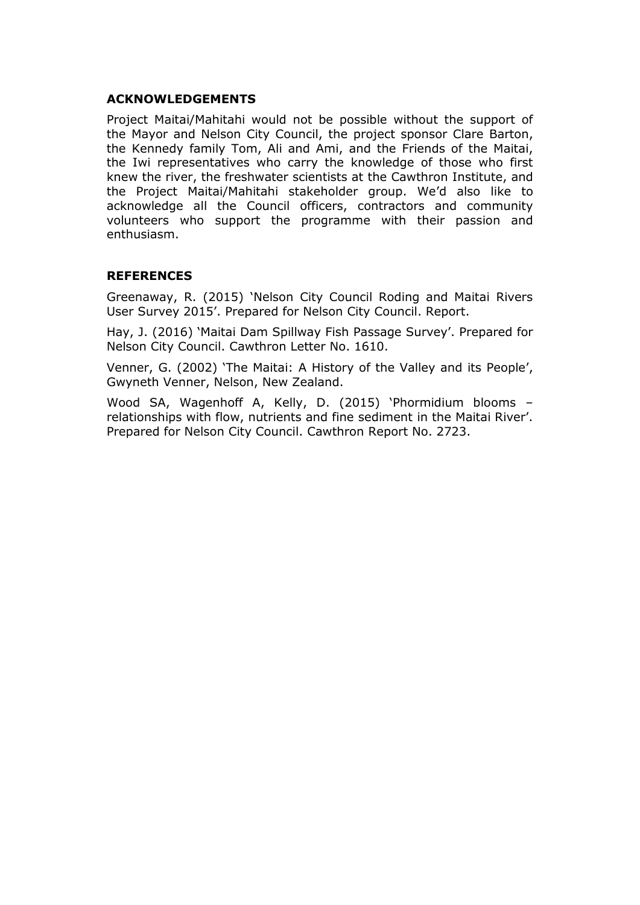## ACKNOWLEDGEMENTS

Project Maitai/Mahitahi would not be possible without the support of the Mayor and Nelson City Council, the project sponsor Clare Barton, the Kennedy family Tom, Ali and Ami, and the Friends of the Maitai, the Iwi representatives who carry the knowledge of those who first knew the river, the freshwater scientists at the Cawthron Institute, and the Project Maitai/Mahitahi stakeholder group. We'd also like to acknowledge all the Council officers, contractors and community volunteers who support the programme with their passion and enthusiasm.

## REFERENCES

Greenaway, R. (2015) 'Nelson City Council Roding and Maitai Rivers User Survey 2015'. Prepared for Nelson City Council. Report.

Hay, J. (2016) 'Maitai Dam Spillway Fish Passage Survey'. Prepared for Nelson City Council. Cawthron Letter No. 1610.

Venner, G. (2002) 'The Maitai: A History of the Valley and its People', Gwyneth Venner, Nelson, New Zealand.

Wood SA, Wagenhoff A, Kelly, D. (2015) 'Phormidium blooms – relationships with flow, nutrients and fine sediment in the Maitai River'. Prepared for Nelson City Council. Cawthron Report No. 2723.